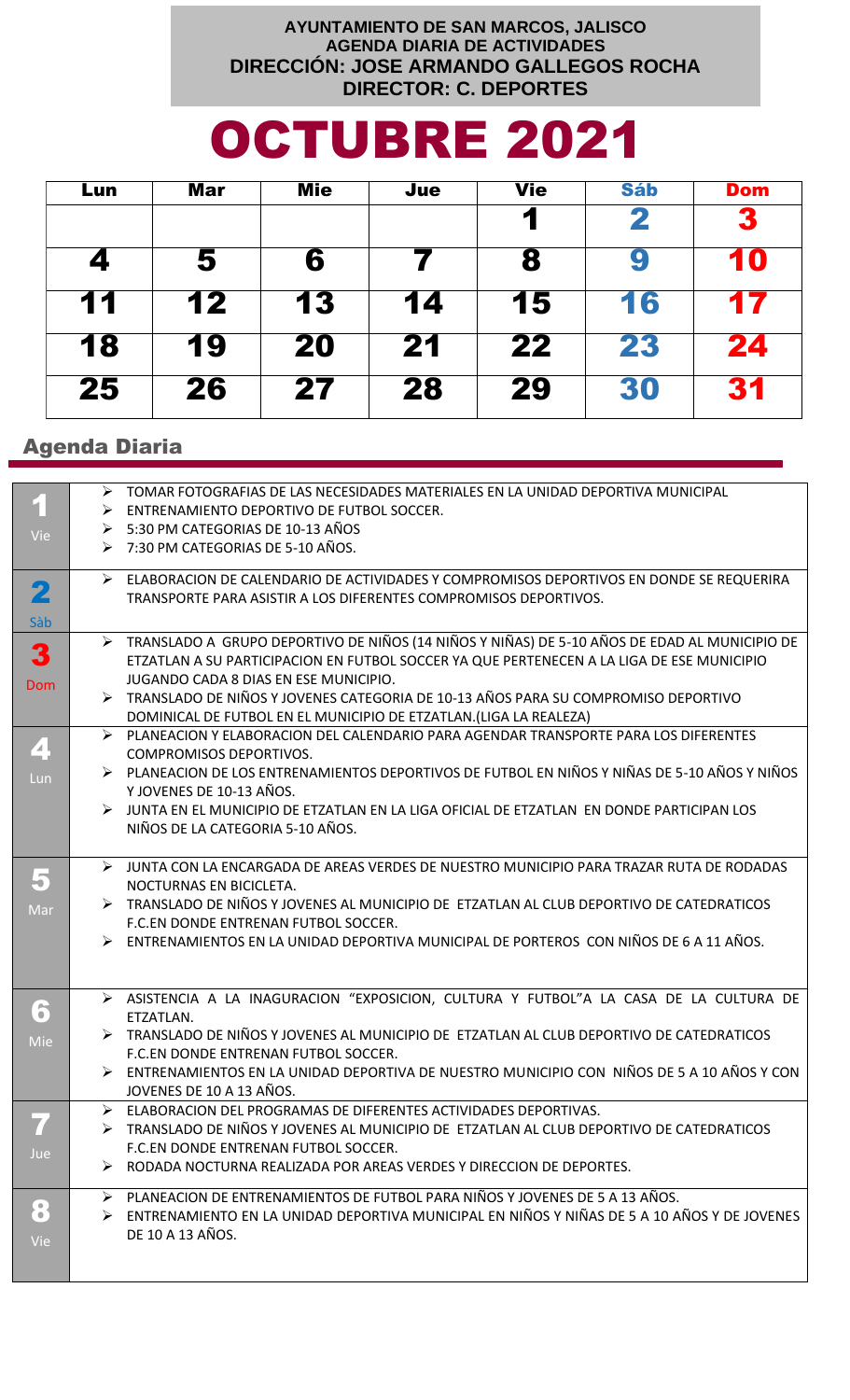**AYUNTAMIENTO DE SAN MARCOS, JALISCO**
**AGENDA DIARIA DE ACTIVIDADES**
**DIRECCIÓN: JOSE ARMANDO GALLEGOS ROCHA**
**DIRECTOR: C. DEPORTES**

# OCTUBRE 2021

| Lun | Mar | Mie | Jue | Vie | Sáb | Dom |
|---|---|---|---|---|---|---|
| | | | | 1 | 2 | 3 |
| 4 | 5 | 6 | 7 | 8 | 9 | 10 |
| 11 | 12 | 13 | 14 | 15 | 16 | 17 |
| 18 | 19 | 20 | 21 | 22 | 23 | 24 |
| 25 | 26 | 27 | 28 | 29 | 30 | 31 |

## Agenda Diaria

| | |
|---|---|
| **1** Vie | ➢ TOMAR FOTOGRAFIAS DE LAS NECESIDADES MATERIALES EN LA UNIDAD DEPORTIVA MUNICIPAL<br>➢ ENTRENAMIENTO DEPORTIVO DE FUTBOL SOCCER.<br>➢ 5:30 PM CATEGORIAS DE 10-13 AÑOS<br>➢ 7:30 PM CATEGORIAS DE 5-10 AÑOS. |
| **2** Sàb | ➢ ELABORACION DE CALENDARIO DE ACTIVIDADES Y COMPROMISOS DEPORTIVOS EN DONDE SE REQUERIRA TRANSPORTE PARA ASISTIR A LOS DIFERENTES COMPROMISOS DEPORTIVOS. |
| **3** Dom | ➢ TRANSLADO A GRUPO DEPORTIVO DE NIÑOS (14 NIÑOS Y NIÑAS) DE 5-10 AÑOS DE EDAD AL MUNICIPIO DE ETZATLAN A SU PARTICIPACION EN FUTBOL SOCCER YA QUE PERTENECEN A LA LIGA DE ESE MUNICIPIO JUGANDO CADA 8 DIAS EN ESE MUNICIPIO.<br>➢ TRANSLADO DE NIÑOS Y JOVENES CATEGORIA DE 10-13 AÑOS PARA SU COMPROMISO DEPORTIVO DOMINICAL DE FUTBOL EN EL MUNICIPIO DE ETZATLAN.(LIGA LA REALEZA) |
| **4** Lun | ➢ PLANEACION Y ELABORACION DEL CALENDARIO PARA AGENDAR TRANSPORTE PARA LOS DIFERENTES COMPROMISOS DEPORTIVOS.<br>➢ PLANEACION DE LOS ENTRENAMIENTOS DEPORTIVOS DE FUTBOL EN NIÑOS Y NIÑAS DE 5-10 AÑOS Y NIÑOS Y JOVENES DE 10-13 AÑOS.<br>➢ JUNTA EN EL MUNICIPIO DE ETZATLAN EN LA LIGA OFICIAL DE ETZATLAN EN DONDE PARTICIPAN LOS NIÑOS DE LA CATEGORIA 5-10 AÑOS. |
| **5** Mar | ➢ JUNTA CON LA ENCARGADA DE AREAS VERDES DE NUESTRO MUNICIPIO PARA TRAZAR RUTA DE RODADAS NOCTURNAS EN BICICLETA.<br>➢ TRANSLADO DE NIÑOS Y JOVENES AL MUNICIPIO DE ETZATLAN AL CLUB DEPORTIVO DE CATEDRATICOS F.C.EN DONDE ENTRENAN FUTBOL SOCCER.<br>➢ ENTRENAMIENTOS EN LA UNIDAD DEPORTIVA MUNICIPAL DE PORTEROS CON NIÑOS DE 6 A 11 AÑOS. |
| **6** Mie | ➢ ASISTENCIA A LA INAGURACION "EXPOSICION, CULTURA Y FUTBOL" LA CASA DE LA CULTURA DE ETZATLAN.<br>➢ TRANSLADO DE NIÑOS Y JOVENES AL MUNICIPIO DE ETZATLAN AL CLUB DEPORTIVO DE CATEDRATICOS F.C.EN DONDE ENTRENAN FUTBOL SOCCER.<br>➢ ENTRENAMIENTOS EN LA UNIDAD DEPORTIVA DE NUESTRO MUNICIPIO CON NIÑOS DE 5 A 10 AÑOS Y CON JOVENES DE 10 A 13 AÑOS. |
| **7** Jue | ➢ ELABORACION DEL PROGRAMAS DE DIFERENTES ACTIVIDADES DEPORTIVAS.<br>➢ TRANSLADO DE NIÑOS Y JOVENES AL MUNICIPIO DE ETZATLAN AL CLUB DEPORTIVO DE CATEDRATICOS F.C.EN DONDE ENTRENAN FUTBOL SOCCER.<br>➢ RODADA NOCTURNA REALIZADA POR AREAS VERDES Y DIRECCION DE DEPORTES. |
| **8** Vie | ➢ PLANEACION DE ENTRENAMIENTOS DE FUTBOL PARA NIÑOS Y JOVENES DE 5 A 13 AÑOS.<br>➢ ENTRENAMIENTO EN LA UNIDAD DEPORTIVA MUNICIPAL EN NIÑOS Y NIÑAS DE 5 A 10 AÑOS Y DE JOVENES DE 10 A 13 AÑOS. |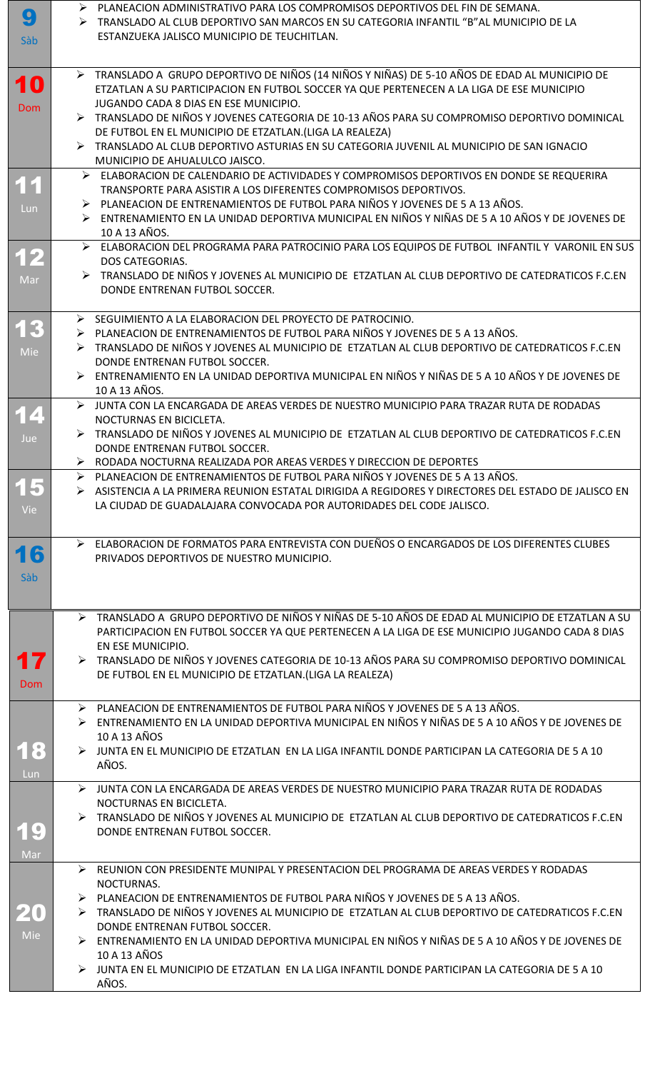| Día | Actividades |
| --- | --- |
| **9** Sàb | ➢ PLANEACION ADMINISTRATIVO PARA LOS COMPROMISOS DEPORTIVOS DEL FIN DE SEMANA.<br>➢ TRANSLADO AL CLUB DEPORTIVO SAN MARCOS EN SU CATEGORIA INFANTIL "B"AL MUNICIPIO DE LA ESTANZUEKA JALISCO MUNICIPIO DE TEUCHITLAN. |
| **10** Dom | ➢ TRANSLADO A GRUPO DEPORTIVO DE NIÑOS (14 NIÑOS Y NIÑAS) DE 5-10 AÑOS DE EDAD AL MUNICIPIO DE ETZATLAN A SU PARTICIPACION EN FUTBOL SOCCER YA QUE PERTENECEN A LA LIGA DE ESE MUNICIPIO JUGANDO CADA 8 DIAS EN ESE MUNICIPIO.<br>➢ TRANSLADO DE NIÑOS Y JOVENES CATEGORIA DE 10-13 AÑOS PARA SU COMPROMISO DEPORTIVO DOMINICAL DE FUTBOL EN EL MUNICIPIO DE ETZATLAN.(LIGA LA REALEZA)<br>➢ TRANSLADO AL CLUB DEPORTIVO ASTURIAS EN SU CATEGORIA JUVENIL AL MUNICIPIO DE SAN IGNACIO MUNICIPIO DE AHUALULCO JAISCO. |
| **11** Lun | ➢ ELABORACION DE CALENDARIO DE ACTIVIDADES Y COMPROMISOS DEPORTIVOS EN DONDE SE REQUERIRA TRANSPORTE PARA ASISTIR A LOS DIFERENTES COMPROMISOS DEPORTIVOS.<br>➢ PLANEACION DE ENTRENAMIENTOS DE FUTBOL PARA NIÑOS Y JOVENES DE 5 A 13 AÑOS.<br>➢ ENTRENAMIENTO EN LA UNIDAD DEPORTIVA MUNICIPAL EN NIÑOS Y NIÑAS DE 5 A 10 AÑOS Y DE JOVENES DE 10 A 13 AÑOS. |
| **12** Mar | ➢ ELABORACION DEL PROGRAMA PARA PATROCINIO PARA LOS EQUIPOS DE FUTBOL INFANTIL Y VARONIL EN SUS DOS CATEGORIAS.<br>➢ TRANSLADO DE NIÑOS Y JOVENES AL MUNICIPIO DE ETZATLAN AL CLUB DEPORTIVO DE CATEDRATICOS F.C.EN DONDE ENTRENAN FUTBOL SOCCER. |
| **13** Mie | ➢ SEGUIMIENTO A LA ELABORACION DEL PROYECTO DE PATROCINIO.<br>➢ PLANEACION DE ENTRENAMIENTOS DE FUTBOL PARA NIÑOS Y JOVENES DE 5 A 13 AÑOS.<br>➢ TRANSLADO DE NIÑOS Y JOVENES AL MUNICIPIO DE ETZATLAN AL CLUB DEPORTIVO DE CATEDRATICOS F.C.EN DONDE ENTRENAN FUTBOL SOCCER.<br>➢ ENTRENAMIENTO EN LA UNIDAD DEPORTIVA MUNICIPAL EN NIÑOS Y NIÑAS DE 5 A 10 AÑOS Y DE JOVENES DE 10 A 13 AÑOS. |
| **14** Jue | ➢ JUNTA CON LA ENCARGADA DE AREAS VERDES DE NUESTRO MUNICIPIO PARA TRAZAR RUTA DE RODADAS NOCTURNAS EN BICICLETA.<br>➢ TRANSLADO DE NIÑOS Y JOVENES AL MUNICIPIO DE ETZATLAN AL CLUB DEPORTIVO DE CATEDRATICOS F.C.EN DONDE ENTRENAN FUTBOL SOCCER.<br>➢ RODADA NOCTURNA REALIZADA POR AREAS VERDES Y DIRECCION DE DEPORTES |
| **15** Vie | ➢ PLANEACION DE ENTRENAMIENTOS DE FUTBOL PARA NIÑOS Y JOVENES DE 5 A 13 AÑOS.<br>➢ ASISTENCIA A LA PRIMERA REUNION ESTATAL DIRIGIDA A REGIDORES Y DIRECTORES DEL ESTADO DE JALISCO EN LA CIUDAD DE GUADALAJARA CONVOCADA POR AUTORIDADES DEL CODE JALISCO. |
| **16** Sàb | ➢ ELABORACION DE FORMATOS PARA ENTREVISTA CON DUEÑOS O ENCARGADOS DE LOS DIFERENTES CLUBES PRIVADOS DEPORTIVOS DE NUESTRO MUNICIPIO. |
| **17** Dom | ➢ TRANSLADO A GRUPO DEPORTIVO DE NIÑOS Y NIÑAS DE 5-10 AÑOS DE EDAD AL MUNICIPIO DE ETZATLAN A SU PARTICIPACION EN FUTBOL SOCCER YA QUE PERTENECEN A LA LIGA DE ESE MUNICIPIO JUGANDO CADA 8 DIAS EN ESE MUNICIPIO.<br>➢ TRANSLADO DE NIÑOS Y JOVENES CATEGORIA DE 10-13 AÑOS PARA SU COMPROMISO DEPORTIVO DOMINICAL DE FUTBOL EN EL MUNICIPIO DE ETZATLAN.(LIGA LA REALEZA) |
| **18** Lun | ➢ PLANEACION DE ENTRENAMIENTOS DE FUTBOL PARA NIÑOS Y JOVENES DE 5 A 13 AÑOS.<br>➢ ENTRENAMIENTO EN LA UNIDAD DEPORTIVA MUNICIPAL EN NIÑOS Y NIÑAS DE 5 A 10 AÑOS Y DE JOVENES DE 10 A 13 AÑOS<br>➢ JUNTA EN EL MUNICIPIO DE ETZATLAN EN LA LIGA INFANTIL DONDE PARTICIPAN LA CATEGORIA DE 5 A 10 AÑOS. |
| **19** Mar | ➢ JUNTA CON LA ENCARGADA DE AREAS VERDES DE NUESTRO MUNICIPIO PARA TRAZAR RUTA DE RODADAS NOCTURNAS EN BICICLETA.<br>➢ TRANSLADO DE NIÑOS Y JOVENES AL MUNICIPIO DE ETZATLAN AL CLUB DEPORTIVO DE CATEDRATICOS F.C.EN DONDE ENTRENAN FUTBOL SOCCER. |
| **20** Mie | ➢ REUNION CON PRESIDENTE MUNIPAL Y PRESENTACION DEL PROGRAMA DE AREAS VERDES Y RODADAS NOCTURNAS.<br>➢ PLANEACION DE ENTRENAMIENTOS DE FUTBOL PARA NIÑOS Y JOVENES DE 5 A 13 AÑOS.<br>➢ TRANSLADO DE NIÑOS Y JOVENES AL MUNICIPIO DE ETZATLAN AL CLUB DEPORTIVO DE CATEDRATICOS F.C.EN DONDE ENTRENAN FUTBOL SOCCER.<br>➢ ENTRENAMIENTO EN LA UNIDAD DEPORTIVA MUNICIPAL EN NIÑOS Y NIÑAS DE 5 A 10 AÑOS Y DE JOVENES DE 10 A 13 AÑOS<br>➢ JUNTA EN EL MUNICIPIO DE ETZATLAN EN LA LIGA INFANTIL DONDE PARTICIPAN LA CATEGORIA DE 5 A 10 AÑOS. |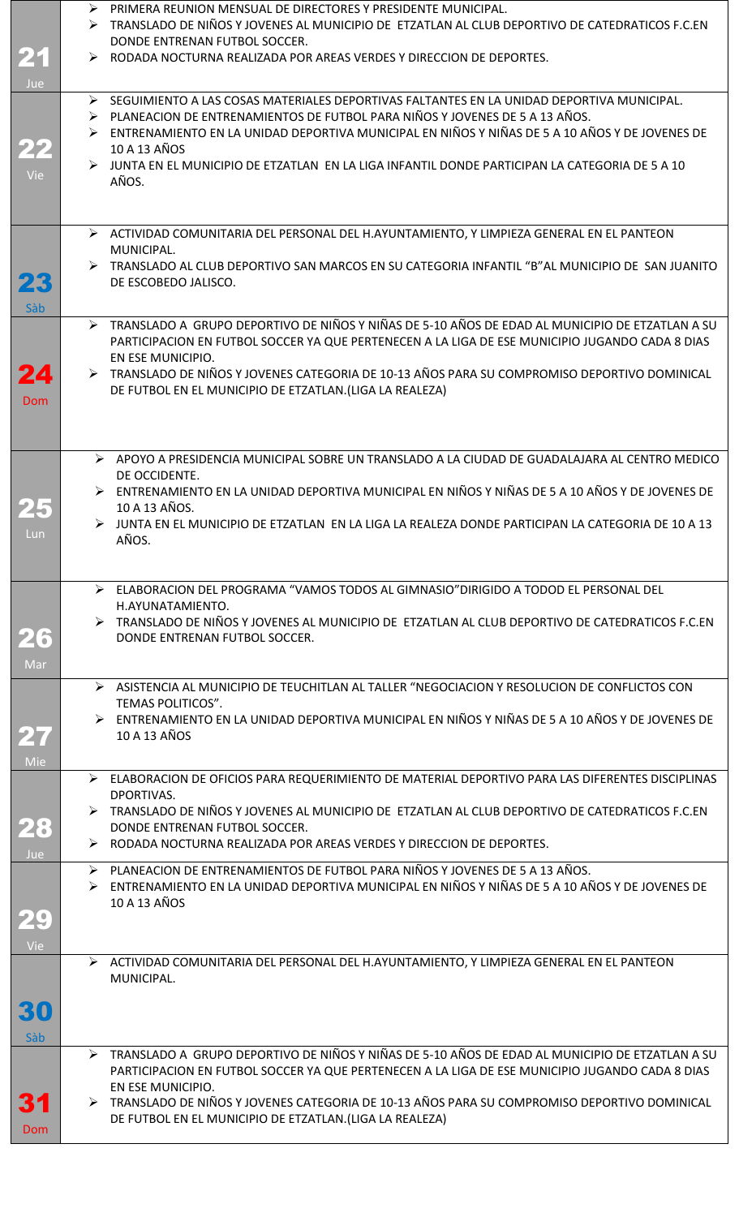| | |
|---|---|
| **21** Jue | ➢ PRIMERA REUNION MENSUAL DE DIRECTORES Y PRESIDENTE MUNICIPAL.<br>➢ TRANSLADO DE NIÑOS Y JOVENES AL MUNICIPIO DE ETZATLAN AL CLUB DEPORTIVO DE CATEDRATICOS F.C.EN DONDE ENTRENAN FUTBOL SOCCER.<br>➢ RODADA NOCTURNA REALIZADA POR AREAS VERDES Y DIRECCION DE DEPORTES. |
| **22** Vie | ➢ SEGUIMIENTO A LAS COSAS MATERIALES DEPORTIVAS FALTANTES EN LA UNIDAD DEPORTIVA MUNICIPAL.<br>➢ PLANEACION DE ENTRENAMIENTOS DE FUTBOL PARA NIÑOS Y JOVENES DE 5 A 13 AÑOS.<br>➢ ENTRENAMIENTO EN LA UNIDAD DEPORTIVA MUNICIPAL EN NIÑOS Y NIÑAS DE 5 A 10 AÑOS Y DE JOVENES DE 10 A 13 AÑOS<br>➢ JUNTA EN EL MUNICIPIO DE ETZATLAN EN LA LIGA INFANTIL DONDE PARTICIPAN LA CATEGORIA DE 5 A 10 AÑOS. |
| **23** Sàb | ➢ ACTIVIDAD COMUNITARIA DEL PERSONAL DEL H.AYUNTAMIENTO, Y LIMPIEZA GENERAL EN EL PANTEON MUNICIPAL.<br>➢ TRANSLADO AL CLUB DEPORTIVO SAN MARCOS EN SU CATEGORIA INFANTIL "B"AL MUNICIPIO DE SAN JUANITO DE ESCOBEDO JALISCO. |
| **24** Dom | ➢ TRANSLADO A GRUPO DEPORTIVO DE NIÑOS Y NIÑAS DE 5-10 AÑOS DE EDAD AL MUNICIPIO DE ETZATLAN A SU PARTICIPACION EN FUTBOL SOCCER YA QUE PERTENECEN A LA LIGA DE ESE MUNICIPIO JUGANDO CADA 8 DIAS EN ESE MUNICIPIO.<br>➢ TRANSLADO DE NIÑOS Y JOVENES CATEGORIA DE 10-13 AÑOS PARA SU COMPROMISO DEPORTIVO DOMINICAL DE FUTBOL EN EL MUNICIPIO DE ETZATLAN.(LIGA LA REALEZA) |
| **25** Lun | ➢ APOYO A PRESIDENCIA MUNICIPAL SOBRE UN TRANSLADO A LA CIUDAD DE GUADALAJARA AL CENTRO MEDICO DE OCCIDENTE.<br>➢ ENTRENAMIENTO EN LA UNIDAD DEPORTIVA MUNICIPAL EN NIÑOS Y NIÑAS DE 5 A 10 AÑOS Y DE JOVENES DE 10 A 13 AÑOS.<br>➢ JUNTA EN EL MUNICIPIO DE ETZATLAN EN LA LIGA LA REALEZA DONDE PARTICIPAN LA CATEGORIA DE 10 A 13 AÑOS. |
| **26** Mar | ➢ ELABORACION DEL PROGRAMA "VAMOS TODOS AL GIMNASIO"DIRIGIDO A TODOD EL PERSONAL DEL H.AYUNATAMIENTO.<br>➢ TRANSLADO DE NIÑOS Y JOVENES AL MUNICIPIO DE ETZATLAN AL CLUB DEPORTIVO DE CATEDRATICOS F.C.EN DONDE ENTRENAN FUTBOL SOCCER. |
| **27** Mie | ➢ ASISTENCIA AL MUNICIPIO DE TEUCHITLAN AL TALLER "NEGOCIACION Y RESOLUCION DE CONFLICTOS CON TEMAS POLITICOS".<br>➢ ENTRENAMIENTO EN LA UNIDAD DEPORTIVA MUNICIPAL EN NIÑOS Y NIÑAS DE 5 A 10 AÑOS Y DE JOVENES DE 10 A 13 AÑOS |
| **28** Jue | ➢ ELABORACION DE OFICIOS PARA REQUERIMIENTO DE MATERIAL DEPORTIVO PARA LAS DIFERENTES DISCIPLINAS DPORTIVAS.<br>➢ TRANSLADO DE NIÑOS Y JOVENES AL MUNICIPIO DE ETZATLAN AL CLUB DEPORTIVO DE CATEDRATICOS F.C.EN DONDE ENTRENAN FUTBOL SOCCER.<br>➢ RODADA NOCTURNA REALIZADA POR AREAS VERDES Y DIRECCION DE DEPORTES. |
| **29** Vie | ➢ PLANEACION DE ENTRENAMIENTOS DE FUTBOL PARA NIÑOS Y JOVENES DE 5 A 13 AÑOS.<br>➢ ENTRENAMIENTO EN LA UNIDAD DEPORTIVA MUNICIPAL EN NIÑOS Y NIÑAS DE 5 A 10 AÑOS Y DE JOVENES DE 10 A 13 AÑOS |
| **30** Sàb | ➢ ACTIVIDAD COMUNITARIA DEL PERSONAL DEL H.AYUNTAMIENTO, Y LIMPIEZA GENERAL EN EL PANTEON MUNICIPAL. |
| **31** Dom | ➢ TRANSLADO A GRUPO DEPORTIVO DE NIÑOS Y NIÑAS DE 5-10 AÑOS DE EDAD AL MUNICIPIO DE ETZATLAN A SU PARTICIPACION EN FUTBOL SOCCER YA QUE PERTENECEN A LA LIGA DE ESE MUNICIPIO JUGANDO CADA 8 DIAS EN ESE MUNICIPIO.<br>➢ TRANSLADO DE NIÑOS Y JOVENES CATEGORIA DE 10-13 AÑOS PARA SU COMPROMISO DEPORTIVO DOMINICAL DE FUTBOL EN EL MUNICIPIO DE ETZATLAN.(LIGA LA REALEZA) |